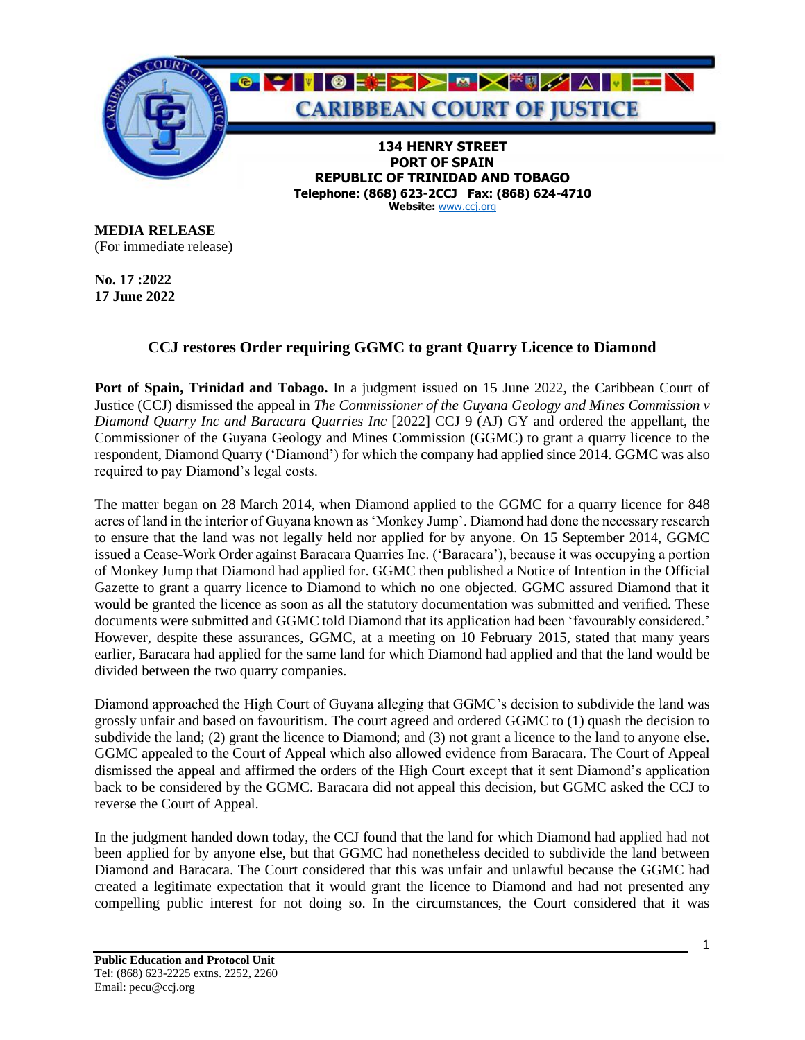# CARIBBEAN COURT OF JUSTICE

**134 HENRY STREET**
**PORT OF SPAIN**
**REPUBLIC OF TRINIDAD AND TOBAGO**
**Telephone: (868) 623-2CCJ Fax: (868) 624-4710**
**Website:** www.ccj.org

**MEDIA RELEASE**
(For immediate release)

**No. 17 :2022**
**17 June 2022**

## CCJ restores Order requiring GGMC to grant Quarry Licence to Diamond

**Port of Spain, Trinidad and Tobago.** In a judgment issued on 15 June 2022, the Caribbean Court of Justice (CCJ) dismissed the appeal in *The Commissioner of the Guyana Geology and Mines Commission v Diamond Quarry Inc and Baracara Quarries Inc* [2022] CCJ 9 (AJ) GY and ordered the appellant, the Commissioner of the Guyana Geology and Mines Commission (GGMC) to grant a quarry licence to the respondent, Diamond Quarry ('Diamond') for which the company had applied since 2014. GGMC was also required to pay Diamond's legal costs.

The matter began on 28 March 2014, when Diamond applied to the GGMC for a quarry licence for 848 acres of land in the interior of Guyana known as 'Monkey Jump'. Diamond had done the necessary research to ensure that the land was not legally held nor applied for by anyone. On 15 September 2014, GGMC issued a Cease-Work Order against Baracara Quarries Inc. ('Baracara'), because it was occupying a portion of Monkey Jump that Diamond had applied for. GGMC then published a Notice of Intention in the Official Gazette to grant a quarry licence to Diamond to which no one objected. GGMC assured Diamond that it would be granted the licence as soon as all the statutory documentation was submitted and verified. These documents were submitted and GGMC told Diamond that its application had been 'favourably considered.' However, despite these assurances, GGMC, at a meeting on 10 February 2015, stated that many years earlier, Baracara had applied for the same land for which Diamond had applied and that the land would be divided between the two quarry companies.

Diamond approached the High Court of Guyana alleging that GGMC's decision to subdivide the land was grossly unfair and based on favouritism. The court agreed and ordered GGMC to (1) quash the decision to subdivide the land; (2) grant the licence to Diamond; and (3) not grant a licence to the land to anyone else. GGMC appealed to the Court of Appeal which also allowed evidence from Baracara. The Court of Appeal dismissed the appeal and affirmed the orders of the High Court except that it sent Diamond's application back to be considered by the GGMC. Baracara did not appeal this decision, but GGMC asked the CCJ to reverse the Court of Appeal.

In the judgment handed down today, the CCJ found that the land for which Diamond had applied had not been applied for by anyone else, but that GGMC had nonetheless decided to subdivide the land between Diamond and Baracara. The Court considered that this was unfair and unlawful because the GGMC had created a legitimate expectation that it would grant the licence to Diamond and had not presented any compelling public interest for not doing so. In the circumstances, the Court considered that it was

**Public Education and Protocol Unit**
Tel: (868) 623-2225 extns. 2252, 2260
Email: pecu@ccj.org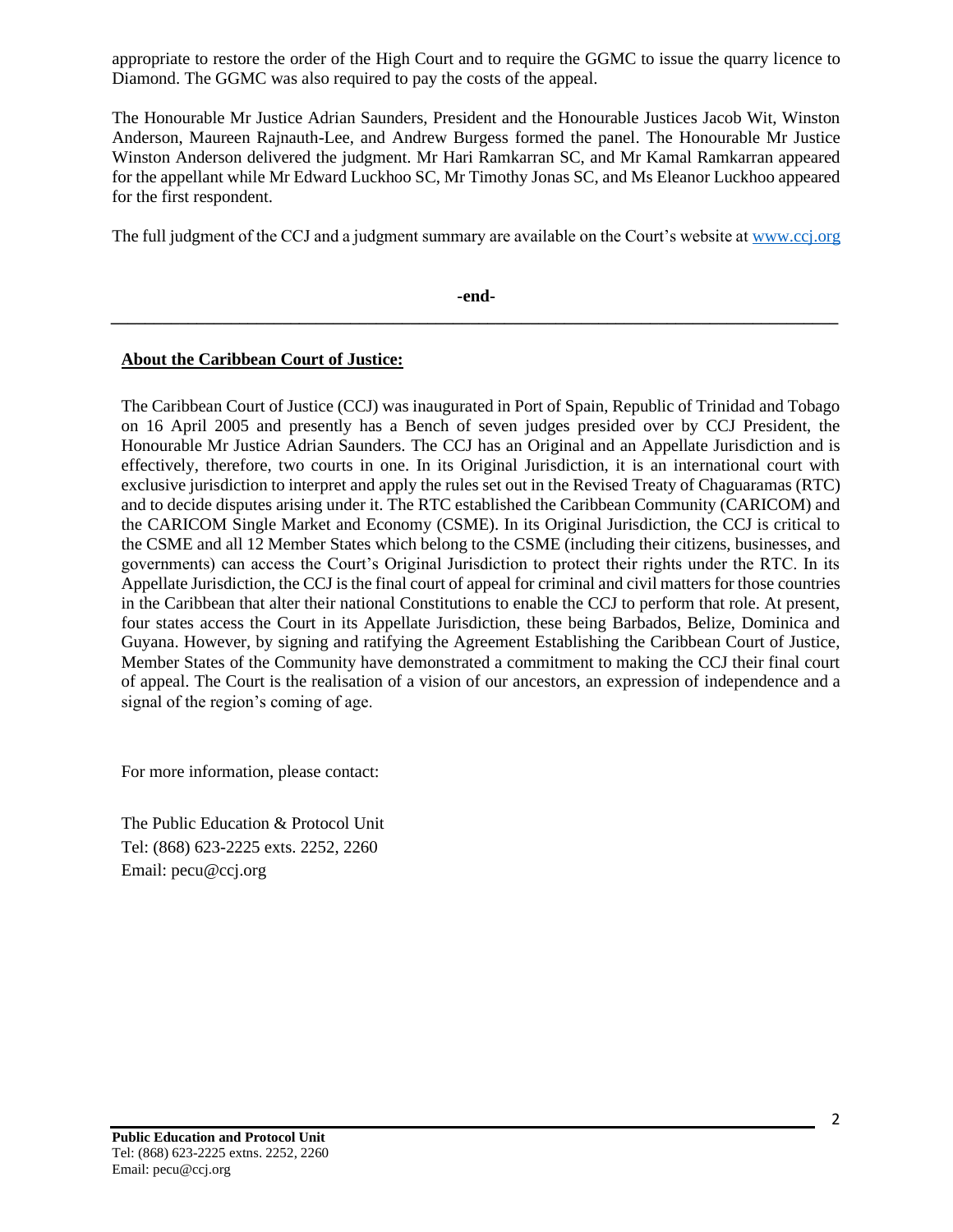appropriate to restore the order of the High Court and to require the GGMC to issue the quarry licence to Diamond. The GGMC was also required to pay the costs of the appeal.

The Honourable Mr Justice Adrian Saunders, President and the Honourable Justices Jacob Wit, Winston Anderson, Maureen Rajnauth-Lee, and Andrew Burgess formed the panel. The Honourable Mr Justice Winston Anderson delivered the judgment. Mr Hari Ramkarran SC, and Mr Kamal Ramkarran appeared for the appellant while Mr Edward Luckhoo SC, Mr Timothy Jonas SC, and Ms Eleanor Luckhoo appeared for the first respondent.

The full judgment of the CCJ and a judgment summary are available on the Court's website at [www.ccj.org](http://www.ccj.org)

**-end-**

---

**About the Caribbean Court of Justice:**

The Caribbean Court of Justice (CCJ) was inaugurated in Port of Spain, Republic of Trinidad and Tobago on 16 April 2005 and presently has a Bench of seven judges presided over by CCJ President, the Honourable Mr Justice Adrian Saunders. The CCJ has an Original and an Appellate Jurisdiction and is effectively, therefore, two courts in one. In its Original Jurisdiction, it is an international court with exclusive jurisdiction to interpret and apply the rules set out in the Revised Treaty of Chaguaramas (RTC) and to decide disputes arising under it. The RTC established the Caribbean Community (CARICOM) and the CARICOM Single Market and Economy (CSME). In its Original Jurisdiction, the CCJ is critical to the CSME and all 12 Member States which belong to the CSME (including their citizens, businesses, and governments) can access the Court's Original Jurisdiction to protect their rights under the RTC. In its Appellate Jurisdiction, the CCJ is the final court of appeal for criminal and civil matters for those countries in the Caribbean that alter their national Constitutions to enable the CCJ to perform that role. At present, four states access the Court in its Appellate Jurisdiction, these being Barbados, Belize, Dominica and Guyana. However, by signing and ratifying the Agreement Establishing the Caribbean Court of Justice, Member States of the Community have demonstrated a commitment to making the CCJ their final court of appeal. The Court is the realisation of a vision of our ancestors, an expression of independence and a signal of the region's coming of age.

For more information, please contact:

The Public Education & Protocol Unit
Tel: (868) 623-2225 exts. 2252, 2260
Email: pecu@ccj.org